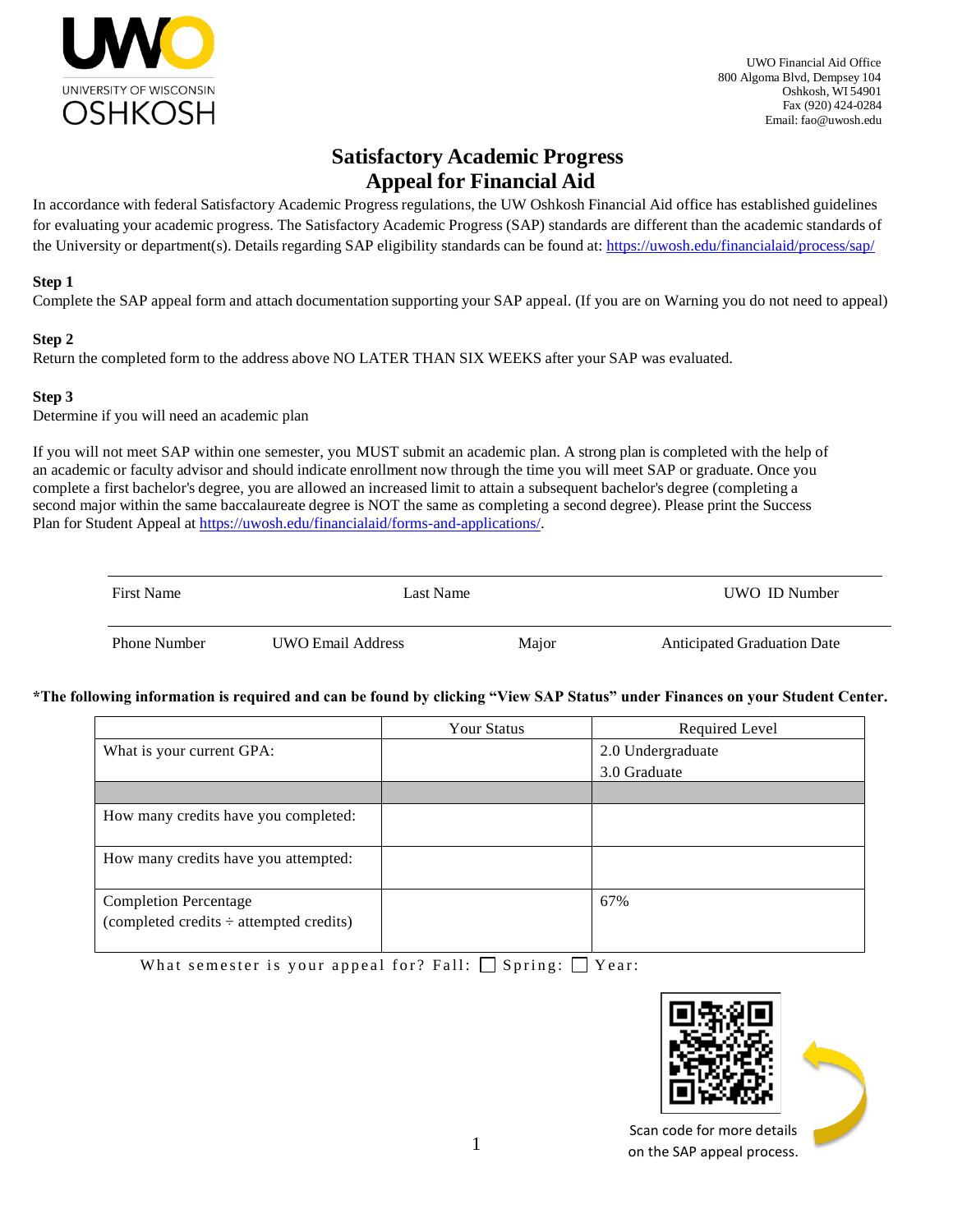UWO Financial Aid Office
800 Algoma Blvd, Dempsey 104
Oshkosh, WI 54901
Fax (920) 424-0284
Email: fao@uwosh.edu

# Satisfactory Academic Progress
# Appeal for Financial Aid

In accordance with federal Satisfactory Academic Progress regulations, the UW Oshkosh Financial Aid office has established guidelines for evaluating your academic progress. The Satisfactory Academic Progress (SAP) standards are different than the academic standards of the University or department(s). Details regarding SAP eligibility standards can be found at: https://uwosh.edu/financialaid/process/sap/

**Step 1**
Complete the SAP appeal form and attach documentation supporting your SAP appeal. (If you are on Warning you do not need to appeal)

**Step 2**
Return the completed form to the address above NO LATER THAN SIX WEEKS after your SAP was evaluated.

**Step 3**
Determine if you will need an academic plan

If you will not meet SAP within one semester, you MUST submit an academic plan. A strong plan is completed with the help of an academic or faculty advisor and should indicate enrollment now through the time you will meet SAP or graduate. Once you complete a first bachelor's degree, you are allowed an increased limit to attain a subsequent bachelor's degree (completing a second major within the same baccalaureate degree is NOT the same as completing a second degree). Please print the Success Plan for Student Appeal at https://uwosh.edu/financialaid/forms-and-applications/.

First Name ____ Last Name ____ UWO ID Number ____

Phone Number ____ UWO Email Address ____ Major ____ Anticipated Graduation Date ____

**\*The following information is required and can be found by clicking "View SAP Status" under Finances on your Student Center.**

| | Your Status | Required Level |
|---|---|---|
| What is your current GPA: | | 2.0 Undergraduate<br>3.0 Graduate |
| | | |
| How many credits have you completed: | | |
| How many credits have you attempted: | | |
| Completion Percentage<br>(completed credits ÷ attempted credits) | | 67% |

What semester is your appeal for? Fall: ☐ Spring: ☐ Year:

Scan code for more details on the SAP appeal process.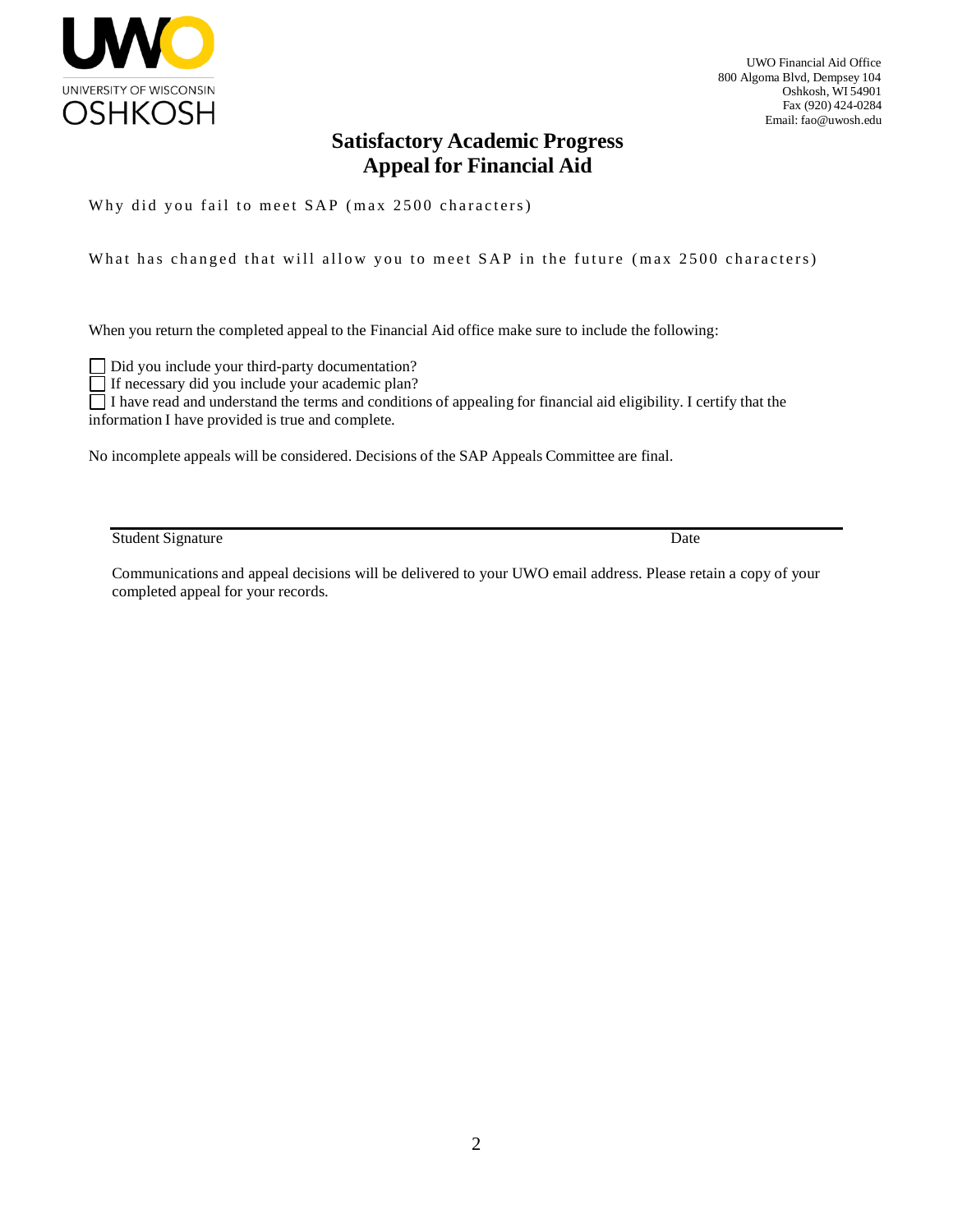UWO Financial Aid Office
800 Algoma Blvd, Dempsey 104
Oshkosh, WI 54901
Fax (920) 424-0284
Email: fao@uwosh.edu

# Satisfactory Academic Progress
# Appeal for Financial Aid

Why did you fail to meet SAP (max 2500 characters)

What has changed that will allow you to meet SAP in the future (max 2500 characters)

When you return the completed appeal to the Financial Aid office make sure to include the following:

- [ ] Did you include your third-party documentation?
- [ ] If necessary did you include your academic plan?
- [ ] I have read and understand the terms and conditions of appealing for financial aid eligibility. I certify that the information I have provided is true and complete.

No incomplete appeals will be considered. Decisions of the SAP Appeals Committee are final.

Student Signature Date

Communications and appeal decisions will be delivered to your UWO email address. Please retain a copy of your completed appeal for your records.